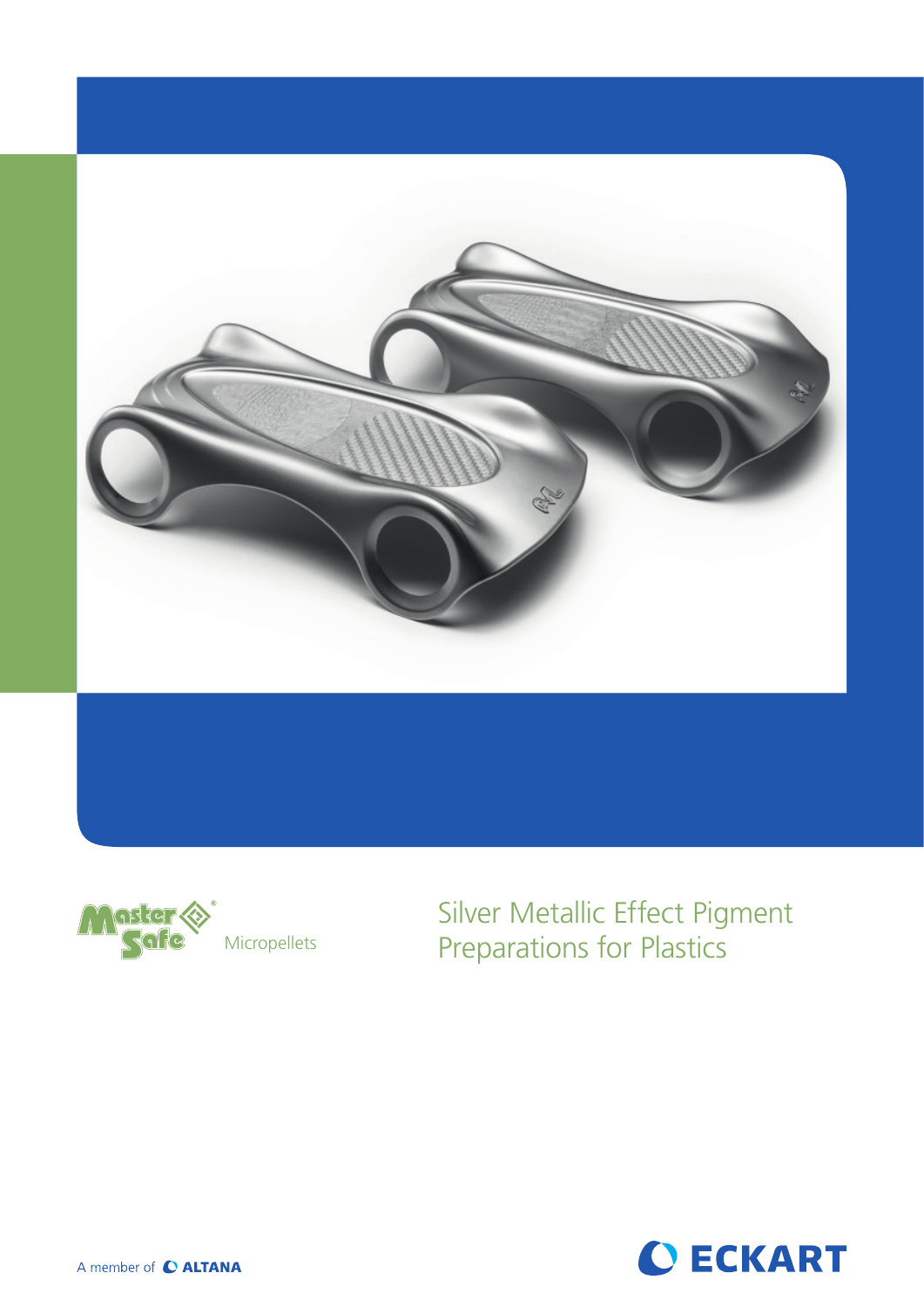MasterSafe® Micropellets

# Silver Metallic Effect Pigment Preparations for Plastics

A member of ALTANA

ECKART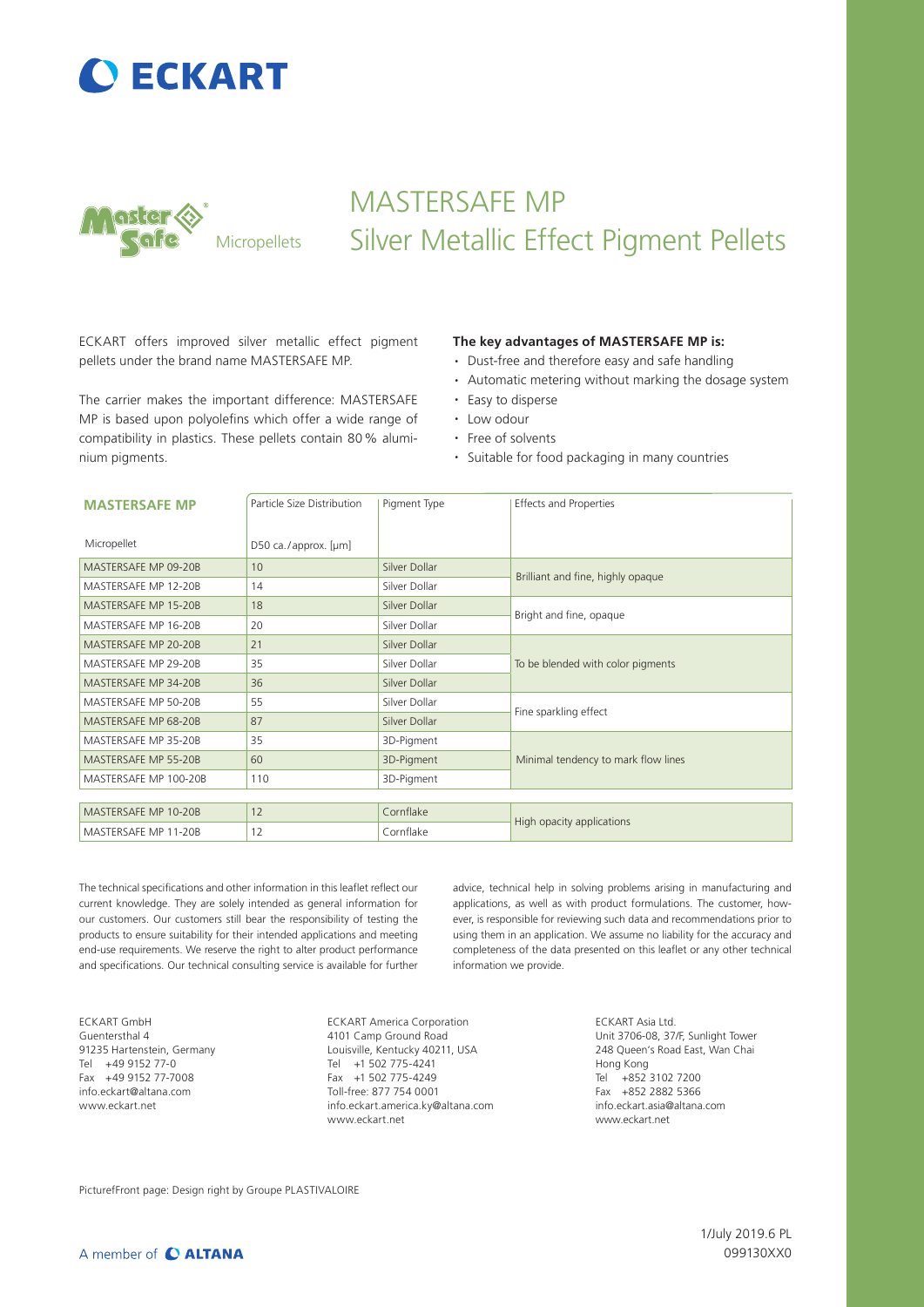# MASTERSAFE MP
## Silver Metallic Effect Pigment Pellets

Micropellets

ECKART offers improved silver metallic effect pigment pellets under the brand name MASTERSAFE MP.

The carrier makes the important difference: MASTERSAFE MP is based upon polyolefins which offer a wide range of compatibility in plastics. These pellets contain 80 % aluminium pigments.

**The key advantages of MASTERSAFE MP is:**

- Dust-free and therefore easy and safe handling
- Automatic metering without marking the dosage system
- Easy to disperse
- Low odour
- Free of solvents
- Suitable for food packaging in many countries

| **MASTERSAFE MP** | Particle Size Distribution | Pigment Type | Effects and Properties |
|---|---|---|---|
| Micropellet | D50 ca./approx. [µm] | | |
| MASTERSAFE MP 09-20B | 10 | Silver Dollar | Brilliant and fine, highly opaque |
| MASTERSAFE MP 12-20B | 14 | Silver Dollar | |
| MASTERSAFE MP 15-20B | 18 | Silver Dollar | Bright and fine, opaque |
| MASTERSAFE MP 16-20B | 20 | Silver Dollar | |
| MASTERSAFE MP 20-20B | 21 | Silver Dollar | To be blended with color pigments |
| MASTERSAFE MP 29-20B | 35 | Silver Dollar | |
| MASTERSAFE MP 34-20B | 36 | Silver Dollar | |
| MASTERSAFE MP 50-20B | 55 | Silver Dollar | Fine sparkling effect |
| MASTERSAFE MP 68-20B | 87 | Silver Dollar | |
| MASTERSAFE MP 35-20B | 35 | 3D-Pigment | Minimal tendency to mark flow lines |
| MASTERSAFE MP 55-20B | 60 | 3D-Pigment | |
| MASTERSAFE MP 100-20B | 110 | 3D-Pigment | |
| MASTERSAFE MP 10-20B | 12 | Cornflake | High opacity applications |
| MASTERSAFE MP 11-20B | 12 | Cornflake | |

The technical specifications and other information in this leaflet reflect our current knowledge. They are solely intended as general information for our customers. Our customers still bear the responsibility of testing the products to ensure suitability for their intended applications and meeting end-use requirements. We reserve the right to alter product performance and specifications. Our technical consulting service is available for further advice, technical help in solving problems arising in manufacturing and applications, as well as with product formulations. The customer, however, is responsible for reviewing such data and recommendations prior to using them in an application. We assume no liability for the accuracy and completeness of the data presented on this leaflet or any other technical information we provide.

ECKART GmbH
Guentersthal 4
91235 Hartenstein, Germany
Tel +49 9152 77-0
Fax +49 9152 77-7008
info.eckart@altana.com
www.eckart.net

ECKART America Corporation
4101 Camp Ground Road
Louisville, Kentucky 40211, USA
Tel +1 502 775-4241
Fax +1 502 775-4249
Toll-free: 877 754 0001
info.eckart.america.ky@altana.com
www.eckart.net

ECKART Asia Ltd.
Unit 3706-08, 37/F, Sunlight Tower
248 Queen's Road East, Wan Chai
Hong Kong
Tel +852 3102 7200
Fax +852 2882 5366
info.eckart.asia@altana.com
www.eckart.net

PicturefFront page: Design right by Groupe PLASTIVALOIRE

A member of ALTANA

1/July 2019.6 PL
099130XX0